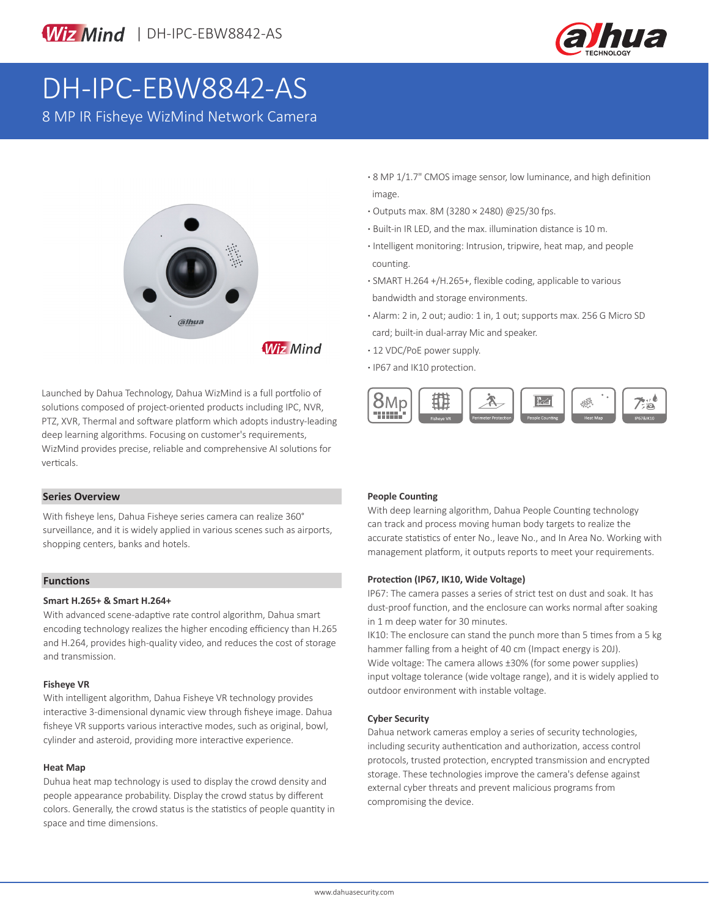# DH-IPC-EBW8842-AS

8 MP IR Fisheye WizMind Network Camera

- 8 MP 1/1.7" CMOS image sensor, low luminance, and high definition image.
- Outputs max. 8M (3280 × 2480) @25/30 fps.
- Built-in IR LED, and the max. illumination distance is 10 m.
- Intelligent monitoring: Intrusion, tripwire, heat map, and people counting.
- SMART H.264 +/H.265+, flexible coding, applicable to various bandwidth and storage environments.
- Alarm: 2 in, 2 out; audio: 1 in, 1 out; supports max. 256 G Micro SD card; built-in dual-array Mic and speaker.
- 12 VDC/PoE power supply.
- IP67 and IK10 protection.

Launched by Dahua Technology, Dahua WizMind is a full portfolio of solutions composed of project-oriented products including IPC, NVR, PTZ, XVR, Thermal and software platform which adopts industry-leading deep learning algorithms. Focusing on customer's requirements, WizMind provides precise, reliable and comprehensive AI solutions for verticals.

## Series Overview

With fisheye lens, Dahua Fisheye series camera can realize 360° surveillance, and it is widely applied in various scenes such as airports, shopping centers, banks and hotels.

## Functions

### Smart H.265+ & Smart H.264+

With advanced scene-adaptive rate control algorithm, Dahua smart encoding technology realizes the higher encoding efficiency than H.265 and H.264, provides high-quality video, and reduces the cost of storage and transmission.

### Fisheye VR

With intelligent algorithm, Dahua Fisheye VR technology provides interactive 3-dimensional dynamic view through fisheye image. Dahua fisheye VR supports various interactive modes, such as original, bowl, cylinder and asteroid, providing more interactive experience.

### Heat Map

Duhua heat map technology is used to display the crowd density and people appearance probability. Display the crowd status by different colors. Generally, the crowd status is the statistics of people quantity in space and time dimensions.

### People Counting

With deep learning algorithm, Dahua People Counting technology can track and process moving human body targets to realize the accurate statistics of enter No., leave No., and In Area No. Working with management platform, it outputs reports to meet your requirements.

### Protection (IP67, IK10, Wide Voltage)

IP67: The camera passes a series of strict test on dust and soak. It has dust-proof function, and the enclosure can works normal after soaking in 1 m deep water for 30 minutes.
IK10: The enclosure can stand the punch more than 5 times from a 5 kg hammer falling from a height of 40 cm (Impact energy is 20J).
Wide voltage: The camera allows ±30% (for some power supplies) input voltage tolerance (wide voltage range), and it is widely applied to outdoor environment with instable voltage.

### Cyber Security

Dahua network cameras employ a series of security technologies, including security authentication and authorization, access control protocols, trusted protection, encrypted transmission and encrypted storage. These technologies improve the camera's defense against external cyber threats and prevent malicious programs from compromising the device.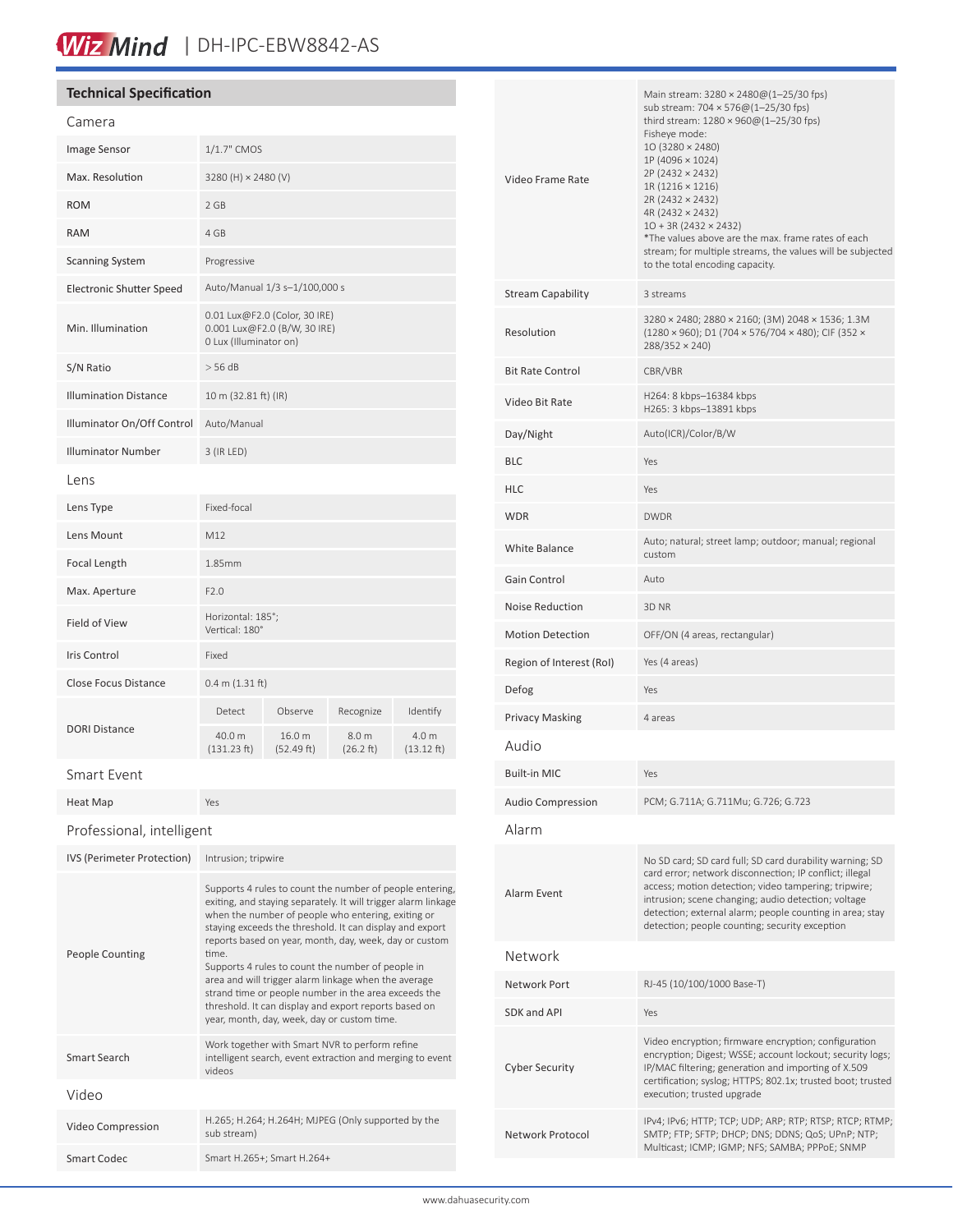## Technical Specification

### Camera

| | |
|---|---|
| Image Sensor | 1/1.7" CMOS |
| Max. Resolution | 3280 (H) × 2480 (V) |
| ROM | 2 GB |
| RAM | 4 GB |
| Scanning System | Progressive |
| Electronic Shutter Speed | Auto/Manual 1/3 s–1/100,000 s |
| Min. Illumination | 0.01 Lux@F2.0 (Color, 30 IRE)<br>0.001 Lux@F2.0 (B/W, 30 IRE)<br>0 Lux (Illuminator on) |
| S/N Ratio | > 56 dB |
| Illumination Distance | 10 m (32.81 ft) (IR) |
| Illuminator On/Off Control | Auto/Manual |
| Illuminator Number | 3 (IR LED) |

### Lens

| | | | | |
|---|---|---|---|---|
| Lens Type | Fixed-focal | | | |
| Lens Mount | M12 | | | |
| Focal Length | 1.85mm | | | |
| Max. Aperture | F2.0 | | | |
| Field of View | Horizontal: 185°;<br>Vertical: 180° | | | |
| Iris Control | Fixed | | | |
| Close Focus Distance | 0.4 m (1.31 ft) | | | |
| DORI Distance | Detect | Observe | Recognize | Identify |
| | 40.0 m (131.23 ft) | 16.0 m (52.49 ft) | 8.0 m (26.2 ft) | 4.0 m (13.12 ft) |

### Smart Event

| | |
|---|---|
| Heat Map | Yes |

### Professional, intelligent

| | |
|---|---|
| IVS (Perimeter Protection) | Intrusion; tripwire |
| People Counting | Supports 4 rules to count the number of people entering, exiting, and staying separately. It will trigger alarm linkage when the number of people who entering, exiting or staying exceeds the threshold. It can display and export reports based on year, month, day, week, day or custom time.<br>Supports 4 rules to count the number of people in area and will trigger alarm linkage when the average strand time or people number in the area exceeds the threshold. It can display and export reports based on year, month, day, week, day or custom time. |
| Smart Search | Work together with Smart NVR to perform refine intelligent search, event extraction and merging to event videos |

### Video

| | |
|---|---|
| Video Compression | H.265; H.264; H.264H; MJPEG (Only supported by the sub stream) |
| Smart Codec | Smart H.265+; Smart H.264+ |
| Video Frame Rate | Main stream: 3280 × 2480@(1–25/30 fps)<br>sub stream: 704 × 576@(1–25/30 fps)<br>third stream: 1280 × 960@(1–25/30 fps)<br>Fisheye mode:<br>1O (3280 × 2480)<br>1P (4096 × 1024)<br>2P (2432 × 2432)<br>1R (1216 × 1216)<br>2R (2432 × 2432)<br>4R (2432 × 2432)<br>1O + 3R (2432 × 2432)<br>*The values above are the max. frame rates of each stream; for multiple streams, the values will be subjected to the total encoding capacity. |
| Stream Capability | 3 streams |
| Resolution | 3280 × 2480; 2880 × 2160; (3M) 2048 × 1536; 1.3M (1280 × 960); D1 (704 × 576/704 × 480); CIF (352 × 288/352 × 240) |
| Bit Rate Control | CBR/VBR |
| Video Bit Rate | H264: 8 kbps–16384 kbps<br>H265: 3 kbps–13891 kbps |
| Day/Night | Auto(ICR)/Color/B/W |
| BLC | Yes |
| HLC | Yes |
| WDR | DWDR |
| White Balance | Auto; natural; street lamp; outdoor; manual; regional custom |
| Gain Control | Auto |
| Noise Reduction | 3D NR |
| Motion Detection | OFF/ON (4 areas, rectangular) |
| Region of Interest (RoI) | Yes (4 areas) |
| Defog | Yes |
| Privacy Masking | 4 areas |

### Audio

| | |
|---|---|
| Built-in MIC | Yes |
| Audio Compression | PCM; G.711A; G.711Mu; G.726; G.723 |

### Alarm

| | |
|---|---|
| Alarm Event | No SD card; SD card full; SD card durability warning; SD card error; network disconnection; IP conflict; illegal access; motion detection; video tampering; tripwire; intrusion; scene changing; audio detection; voltage detection; external alarm; people counting in area; stay detection; people counting; security exception |

### Network

| | |
|---|---|
| Network Port | RJ-45 (10/100/1000 Base-T) |
| SDK and API | Yes |
| Cyber Security | Video encryption; firmware encryption; configuration encryption; Digest; WSSE; account lockout; security logs; IP/MAC filtering; generation and importing of X.509 certification; syslog; HTTPS; 802.1x; trusted boot; trusted execution; trusted upgrade |
| Network Protocol | IPv4; IPv6; HTTP; TCP; UDP; ARP; RTP; RTSP; RTCP; RTMP; SMTP; FTP; SFTP; DHCP; DNS; DDNS; QoS; UPnP; NTP; Multicast; ICMP; IGMP; NFS; SAMBA; PPPoE; SNMP |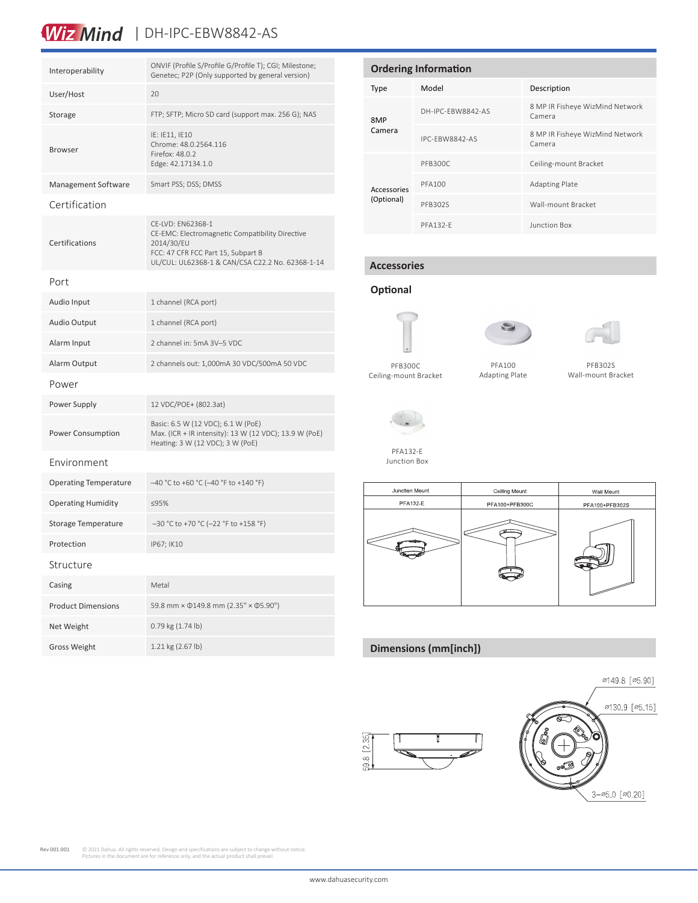# WizMind | DH-IPC-EBW8842-AS

| | |
|---|---|
| Interoperability | ONVIF (Profile S/Profile G/Profile T); CGI; Milestone; Genetec; P2P (Only supported by general version) |
| User/Host | 20 |
| Storage | FTP; SFTP; Micro SD card (support max. 256 G); NAS |
| Browser | IE: IE11, IE10<br>Chrome: 48.0.2564.116<br>Firefox: 48.0.2<br>Edge: 42.17134.1.0 |
| Management Software | Smart PSS; DSS; DMSS |
| **Certification** | |
| Certifications | CE-LVD: EN62368-1<br>CE-EMC: Electromagnetic Compatibility Directive 2014/30/EU<br>FCC: 47 CFR FCC Part 15, Subpart B<br>UL/CUL: UL62368-1 & CAN/CSA C22.2 No. 62368-1-14 |
| **Port** | |
| Audio Input | 1 channel (RCA port) |
| Audio Output | 1 channel (RCA port) |
| Alarm Input | 2 channel in: 5mA 3V–5 VDC |
| Alarm Output | 2 channels out: 1,000mA 30 VDC/500mA 50 VDC |
| **Power** | |
| Power Supply | 12 VDC/POE+ (802.3at) |
| Power Consumption | Basic: 6.5 W (12 VDC); 6.1 W (PoE)<br>Max. (ICR + IR intensity): 13 W (12 VDC); 13.9 W (PoE)<br>Heating: 3 W (12 VDC); 3 W (PoE) |
| **Environment** | |
| Operating Temperature | –40 °C to +60 °C (–40 °F to +140 °F) |
| Operating Humidity | ≤95% |
| Storage Temperature | –30 °C to +70 °C (–22 °F to +158 °F) |
| Protection | IP67; IK10 |
| **Structure** | |
| Casing | Metal |
| Product Dimensions | 59.8 mm × Φ149.8 mm (2.35" × Φ5.90") |
| Net Weight | 0.79 kg (1.74 lb) |
| Gross Weight | 1.21 kg (2.67 lb) |

## Ordering Information

| Type | Model | Description |
|---|---|---|
| 8MP Camera | DH-IPC-EBW8842-AS | 8 MP IR Fisheye WizMind Network Camera |
| | IPC-EBW8842-AS | 8 MP IR Fisheye WizMind Network Camera |
| Accessories (Optional) | PFB300C | Ceiling-mount Bracket |
| | PFA100 | Adapting Plate |
| | PFB302S | Wall-mount Bracket |
| | PFA132-E | Junction Box |

## Accessories

### Optional

PFB300C
Ceiling-mount Bracket

PFA100
Adapting Plate

PFB302S
Wall-mount Bracket

PFA132-E
Junction Box

| Junction Mount | Ceiling Mount | Wall Mount |
|---|---|---|
| PFA132-E | PFA100+PFB300C | PFA100+PFB302S |

## Dimensions (mm[inch])

⌀149.8 [⌀5.90]
⌀130.9 [⌀5.15]
59.8 [2.35]
3–⌀5.0 [⌀0.20]

Rev 001.001 © 2021 Dahua. All rights reserved. Design and specifications are subject to change without notice. Pictures in the document are for reference only, and the actual product shall prevail.

www.dahuasecurity.com